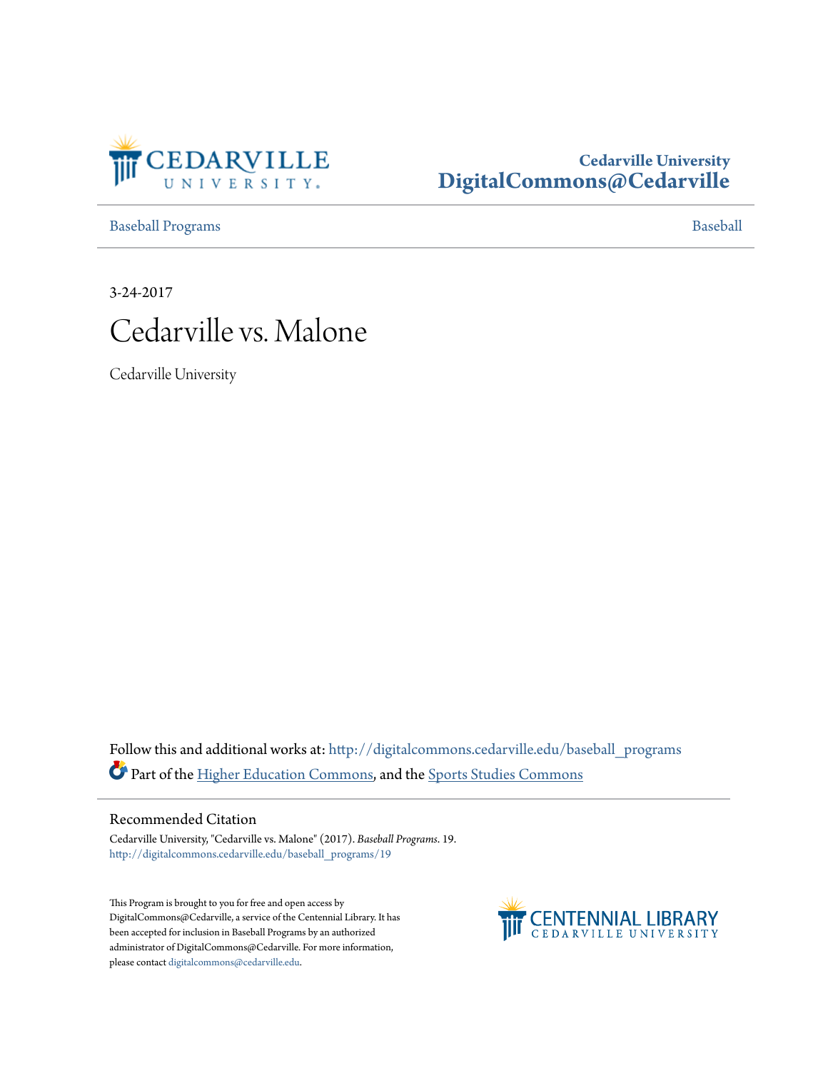Cedarville University
DigitalCommons@Cedarville

Baseball Programs | Baseball

3-24-2017

# Cedarville vs. Malone

Cedarville University

Follow this and additional works at: http://digitalcommons.cedarville.edu/baseball_programs

Part of the Higher Education Commons, and the Sports Studies Commons

## Recommended Citation

Cedarville University, "Cedarville vs. Malone" (2017). *Baseball Programs*. 19.
http://digitalcommons.cedarville.edu/baseball_programs/19

This Program is brought to you for free and open access by DigitalCommons@Cedarville, a service of the Centennial Library. It has been accepted for inclusion in Baseball Programs by an authorized administrator of DigitalCommons@Cedarville. For more information, please contact digitalcommons@cedarville.edu.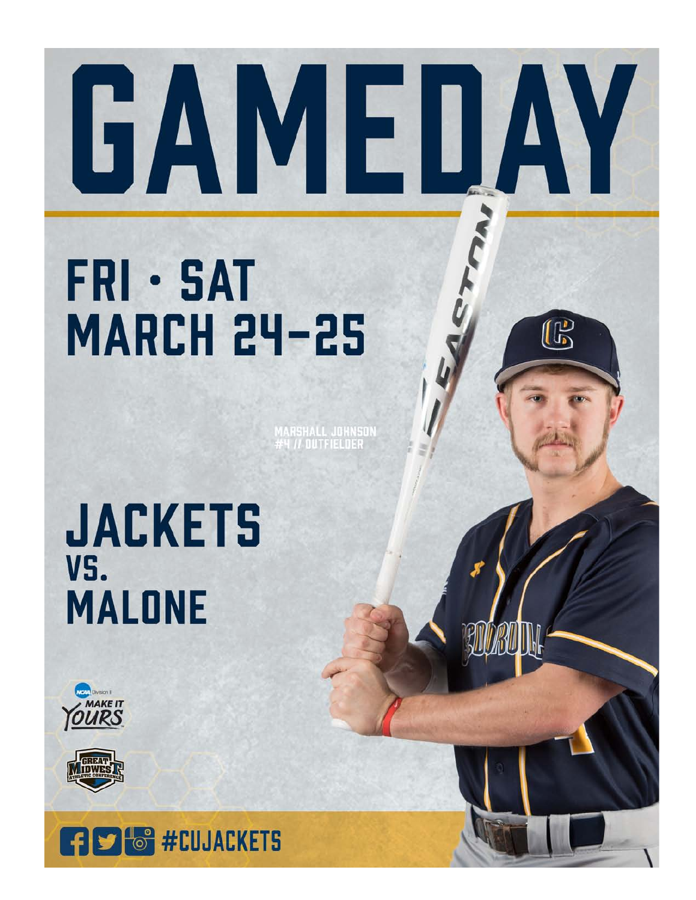# GAMEDAY

## FRI · SAT
## MARCH 24–25

MARSHALL JOHNSON
#4 // OUTFIELDER

## JACKETS
## VS.
## MALONE

#CUJACKETS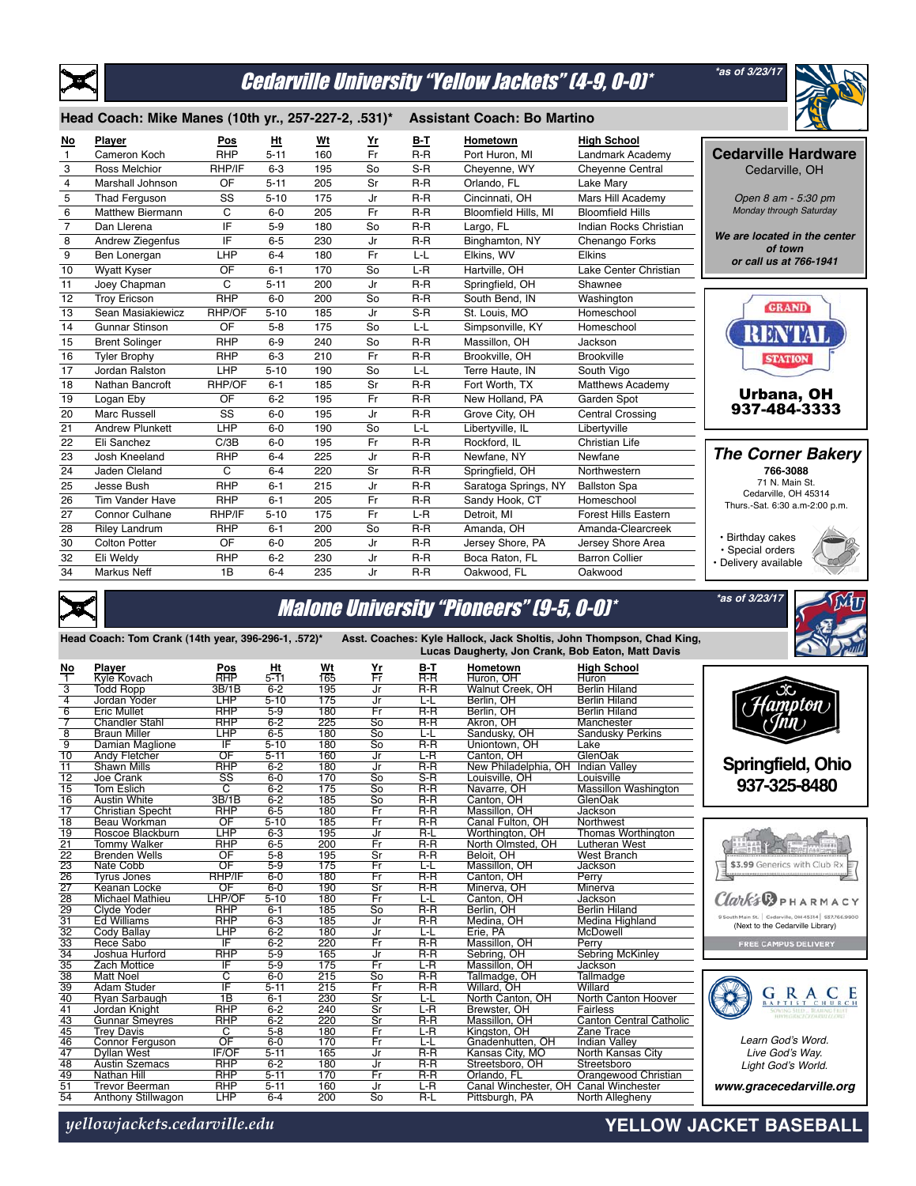## Cedarville University "Yellow Jackets" (4-9, 0-0)*

*as of 3/23/17

**Head Coach: Mike Manes (10th yr., 257-227-2, .531)* Assistant Coach: Bo Martino**

| No | Player | Pos | Ht | Wt | Yr | B-T | Hometown | High School |
|---|---|---|---|---|---|---|---|---|
| 1 | Cameron Koch | RHP | 5-11 | 160 | Fr | R-R | Port Huron, MI | Landmark Academy |
| 3 | Ross Melchior | RHP/IF | 6-3 | 195 | So | S-R | Cheyenne, WY | Cheyenne Central |
| 4 | Marshall Johnson | OF | 5-11 | 205 | Sr | R-R | Orlando, FL | Lake Mary |
| 5 | Thad Ferguson | SS | 5-10 | 175 | Jr | R-R | Cincinnati, OH | Mars Hill Academy |
| 6 | Matthew Biermann | C | 6-0 | 205 | Fr | R-R | Bloomfield Hills, MI | Bloomfield Hills |
| 7 | Dan Llerena | IF | 5-9 | 180 | So | R-R | Largo, FL | Indian Rocks Christian |
| 8 | Andrew Ziegenfus | IF | 6-5 | 230 | Jr | R-R | Binghamton, NY | Chenango Forks |
| 9 | Ben Lonergan | LHP | 6-4 | 180 | Fr | L-L | Elkins, WV | Elkins |
| 10 | Wyatt Kyser | OF | 6-1 | 170 | So | L-R | Hartville, OH | Lake Center Christian |
| 11 | Joey Chapman | C | 5-11 | 200 | Jr | R-R | Springfield, OH | Shawnee |
| 12 | Troy Ericson | RHP | 6-0 | 200 | So | R-R | South Bend, IN | Washington |
| 13 | Sean Masiakiewicz | RHP/OF | 5-10 | 185 | Jr | S-R | St. Louis, MO | Homeschool |
| 14 | Gunnar Stinson | OF | 5-8 | 175 | So | L-L | Simpsonville, KY | Homeschool |
| 15 | Brent Solinger | RHP | 6-9 | 240 | So | R-R | Massillon, OH | Jackson |
| 16 | Tyler Brophy | RHP | 6-3 | 210 | Fr | R-R | Brookville, OH | Brookville |
| 17 | Jordan Ralston | LHP | 5-10 | 190 | So | L-L | Terre Haute, IN | South Vigo |
| 18 | Nathan Bancroft | RHP/OF | 6-1 | 185 | Sr | R-R | Fort Worth, TX | Matthews Academy |
| 19 | Logan Eby | OF | 6-2 | 195 | Fr | R-R | New Holland, PA | Garden Spot |
| 20 | Marc Russell | SS | 6-0 | 195 | Jr | R-R | Grove City, OH | Central Crossing |
| 21 | Andrew Plunkett | LHP | 6-0 | 190 | So | L-L | Libertyville, IL | Libertyville |
| 22 | Eli Sanchez | C/3B | 6-0 | 195 | Fr | R-R | Rockford, IL | Christian Life |
| 23 | Josh Kneeland | RHP | 6-4 | 225 | Jr | R-R | Newfane, NY | Newfane |
| 24 | Jaden Cleland | C | 6-4 | 220 | Sr | R-R | Springfield, OH | Northwestern |
| 25 | Jesse Bush | RHP | 6-1 | 215 | Jr | R-R | Saratoga Springs, NY | Ballston Spa |
| 26 | Tim Vander Have | RHP | 6-1 | 205 | Fr | R-R | Sandy Hook, CT | Homeschool |
| 27 | Connor Culhane | RHP/IF | 5-10 | 175 | Fr | L-R | Detroit, MI | Forest Hills Eastern |
| 28 | Riley Landrum | RHP | 6-1 | 200 | So | R-R | Amanda, OH | Amanda-Clearcreek |
| 30 | Colton Potter | OF | 6-0 | 205 | Jr | R-R | Jersey Shore, PA | Jersey Shore Area |
| 32 | Eli Weldy | RHP | 6-2 | 230 | Jr | R-R | Boca Raton, FL | Barron Collier |
| 34 | Markus Neff | 1B | 6-4 | 235 | Jr | R-R | Oakwood, FL | Oakwood |

**Cedarville Hardware**
Cedarville, OH
*Open 8 am - 5:30 pm*
*Monday through Saturday*
***We are located in the center of town or call us at 766-1941***

**GRAND RENTAL STATION**
**Urbana, OH**
**937-484-3333**

***The Corner Bakery***
**766-3088**
71 N. Main St.
Cedarville, OH 45314
Thurs.-Sat. 6:30 a.m-2:00 p.m.
- Birthday cakes
- Special orders
- Delivery available

## Malone University "Pioneers" (9-5, 0-0)*

*as of 3/23/17

**Head Coach: Tom Crank (14th year, 396-296-1, .572)* Asst. Coaches: Kyle Hallock, Jack Sholtis, John Thompson, Chad King, Lucas Daugherty, Jon Crank, Bob Eaton, Matt Davis**

| No | Player | Pos | Ht | Wt | Yr | B-T | Hometown | High School |
|---|---|---|---|---|---|---|---|---|
| 1 | Kyle Kovach | RHP | 5-11 | 165 | Fr | R-R | Huron, OH | Huron |
| 3 | Todd Ropp | 3B/1B | 6-2 | 195 | Jr | R-R | Walnut Creek, OH | Berlin Hiland |
| 4 | Jordan Yoder | LHP | 5-10 | 175 | Jr | L-L | Berlin, OH | Berlin Hiland |
| 6 | Eric Mullet | RHP | 5-9 | 180 | Fr | R-R | Berlin, OH | Berlin Hiland |
| 7 | Chandler Stahl | RHP | 6-2 | 225 | So | R-R | Akron, OH | Manchester |
| 8 | Braun Miller | LHP | 6-5 | 180 | So | L-L | Sandusky, OH | Sandusky Perkins |
| 9 | Damian Maglione | IF | 5-10 | 180 | So | R-R | Uniontown, OH | Lake |
| 10 | Andy Fletcher | OF | 5-11 | 160 | Jr | L-R | Canton, OH | GlenOak |
| 11 | Shawn Mills | RHP | 6-2 | 180 | Jr | R-R | New Philadelphia, OH | Indian Valley |
| 12 | Joe Crank | SS | 6-0 | 170 | So | S-R | Louisville, OH | Louisville |
| 15 | Tom Eslich | C | 6-2 | 175 | So | R-R | Navarre, OH | Massillon Washington |
| 16 | Austin White | 3B/1B | 6-2 | 185 | So | R-R | Canton, OH | GlenOak |
| 17 | Christian Specht | RHP | 6-5 | 180 | Fr | R-R | Massillon, OH | Jackson |
| 18 | Beau Workman | OF | 5-10 | 185 | Fr | R-R | Canal Fulton, OH | Northwest |
| 19 | Roscoe Blackburn | LHP | 6-3 | 195 | Jr | R-L | Worthington, OH | Thomas Worthington |
| 21 | Tommy Walker | RHP | 6-5 | 200 | Fr | R-R | North Olmsted, OH | Lutheran West |
| 22 | Brenden Wells | OF | 5-8 | 195 | Sr | R-R | Beloit, OH | West Branch |
| 23 | Nate Cobb | OF | 5-9 | 175 | Fr | L-L | Massillon, OH | Jackson |
| 26 | Tyrus Jones | RHP/IF | 6-0 | 180 | Fr | R-R | Canton, OH | Perry |
| 27 | Keanan Locke | OF | 6-0 | 190 | Sr | R-R | Minerva, OH | Minerva |
| 28 | Michael Mathieu | LHP/OF | 5-10 | 180 | Fr | L-L | Canton, OH | Jackson |
| 29 | Clyde Yoder | RHP | 6-1 | 185 | So | R-R | Berlin, OH | Berlin Hiland |
| 31 | Ed Williams | RHP | 6-3 | 185 | Jr | R-R | Medina, OH | Medina Highland |
| 32 | Cody Ballay | LHP | 6-2 | 180 | Jr | L-L | Erie, PA | McDowell |
| 33 | Rece Sabo | IF | 6-2 | 220 | Fr | R-R | Massillon, OH | Perry |
| 34 | Joshua Hurford | RHP | 5-9 | 165 | Jr | R-R | Sebring, OH | Sebring McKinley |
| 35 | Zach Mottice | IF | 5-9 | 175 | Fr | L-R | Massillon, OH | Jackson |
| 38 | Matt Noel | C | 6-0 | 215 | So | R-R | Tallmadge, OH | Tallmadge |
| 39 | Adam Studer | IF | 5-11 | 215 | Fr | R-R | Willard, OH | Willard |
| 40 | Ryan Sarbaugh | 1B | 6-1 | 230 | Sr | L-L | North Canton, OH | North Canton Hoover |
| 41 | Jordan Knight | RHP | 6-2 | 240 | Sr | L-R | Brewster, OH | Fairless |
| 43 | Gunnar Smeyres | RHP | 6-2 | 220 | Sr | R-R | Massillon, OH | Canton Central Catholic |
| 45 | Trey Davis | C | 5-8 | 180 | Fr | L-R | Kingston, OH | Zane Trace |
| 46 | Connor Ferguson | OF | 6-0 | 170 | Fr | L-L | Gnadenhutten, OH | Indian Valley |
| 47 | Dyllan West | IF/OF | 5-11 | 165 | Jr | R-R | Kansas City, MO | North Kansas City |
| 48 | Austin Szemacs | RHP | 6-2 | 180 | Jr | R-R | Streetsboro, OH | Streetsboro |
| 49 | Nathan Hill | RHP | 5-11 | 170 | Fr | R-R | Orlando, FL | Orangewood Christian |
| 51 | Trevor Beerman | RHP | 5-11 | 160 | Jr | L-R | Canal Winchester, OH | Canal Winchester |
| 54 | Anthony Stillwagon | LHP | 6-4 | 200 | So | R-L | Pittsburgh, PA | North Allegheny |

**Hampton Inn**
**Springfield, Ohio**
**937-325-8480**

$3.99 Generics with Club Rx
**Clark's PHARMACY**
9 South Main St. | Cedarville, OH 45314 | 937.766.9900
(Next to the Cedarville Library)
FREE CAMPUS DELIVERY

**GRACE BAPTIST CHURCH**
*Learn God's Word.*
*Live God's Way.*
*Light God's World.*
***www.gracecedarville.org***

*yellowjackets.cedarville.edu*

**YELLOW JACKET BASEBALL**